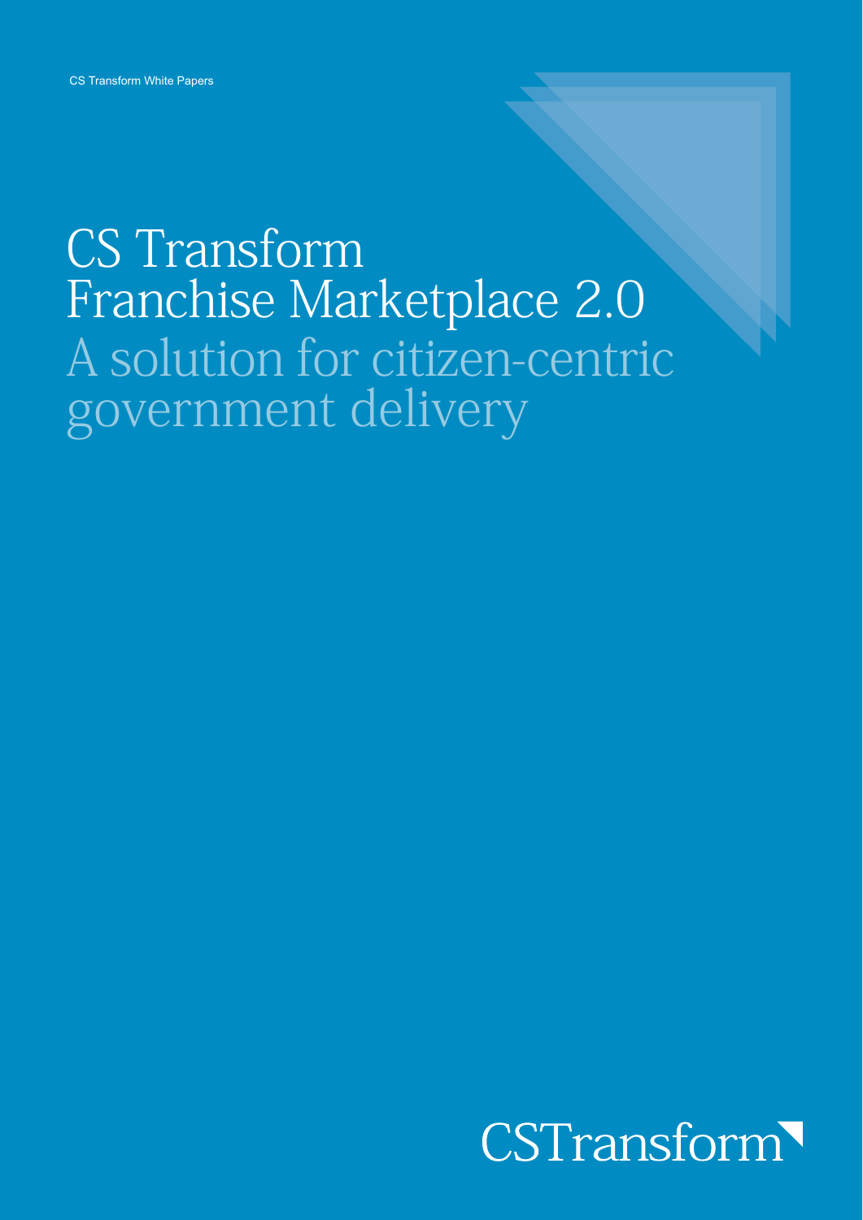CS Transform White Papers

# CS Transform Franchise Marketplace 2.0

## A solution for citizen-centric government delivery

CSTransform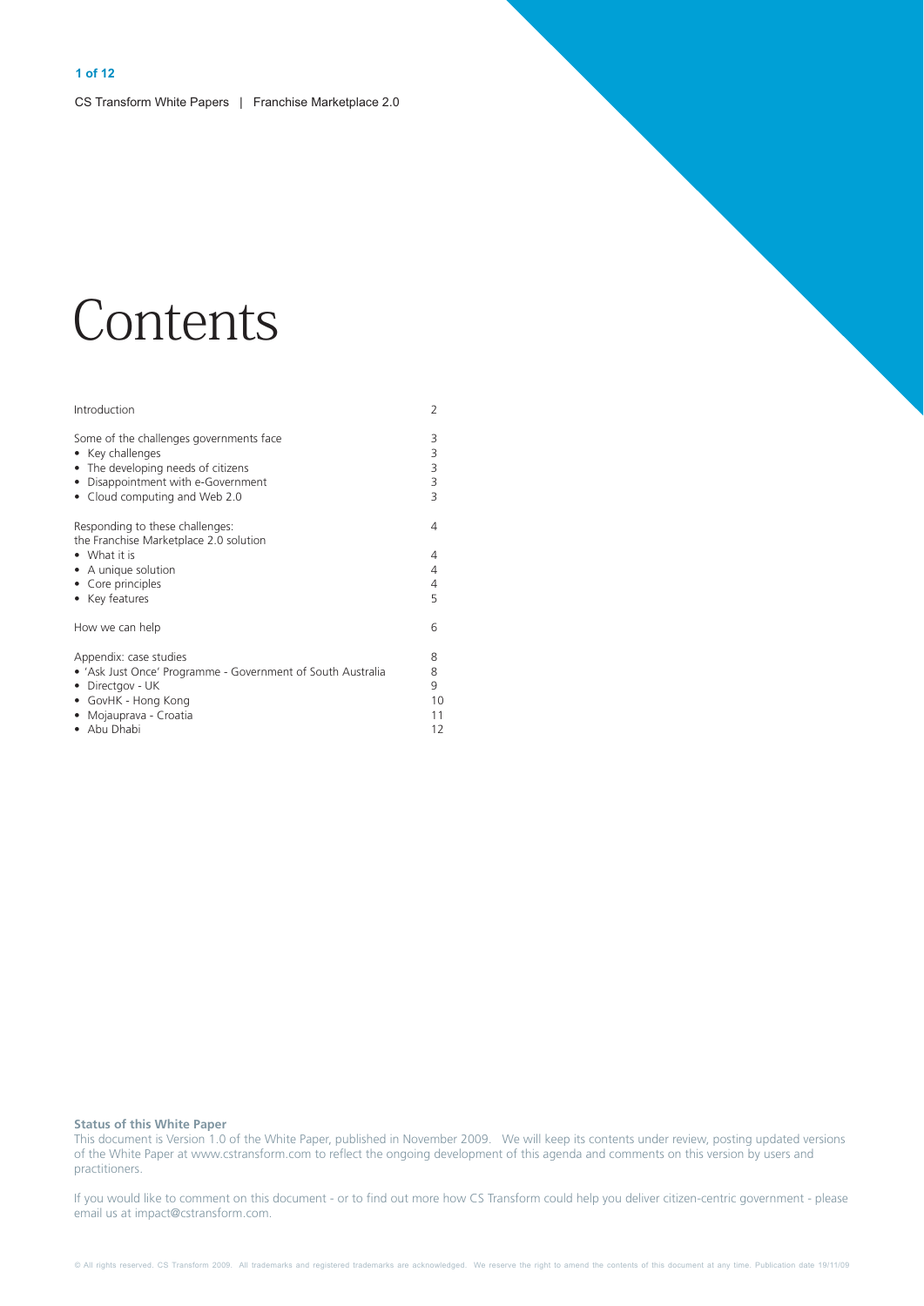# Contents

| | |
|---|---|
| Introduction | 2 |
| Some of the challenges governments face | 3 |
| • Key challenges | 3 |
| • The developing needs of citizens | 3 |
| • Disappointment with e-Government | 3 |
| • Cloud computing and Web 2.0 | 3 |
| Responding to these challenges: the Franchise Marketplace 2.0 solution | 4 |
| • What it is | 4 |
| • A unique solution | 4 |
| • Core principles | 4 |
| • Key features | 5 |
| How we can help | 6 |
| Appendix: case studies | 8 |
| • 'Ask Just Once' Programme - Government of South Australia | 8 |
| • Directgov - UK | 9 |
| • GovHK - Hong Kong | 10 |
| • Mojauprava - Croatia | 11 |
| • Abu Dhabi | 12 |

**Status of this White Paper**

This document is Version 1.0 of the White Paper, published in November 2009. We will keep its contents under review, posting updated versions of the White Paper at www.cstransform.com to reflect the ongoing development of this agenda and comments on this version by users and practitioners.

If you would like to comment on this document - or to find out more how CS Transform could help you deliver citizen-centric government - please email us at impact@cstransform.com.

© All rights reserved. CS Transform 2009. All trademarks and registered trademarks are acknowledged. We reserve the right to amend the contents of this document at any time. Publication date 19/11/09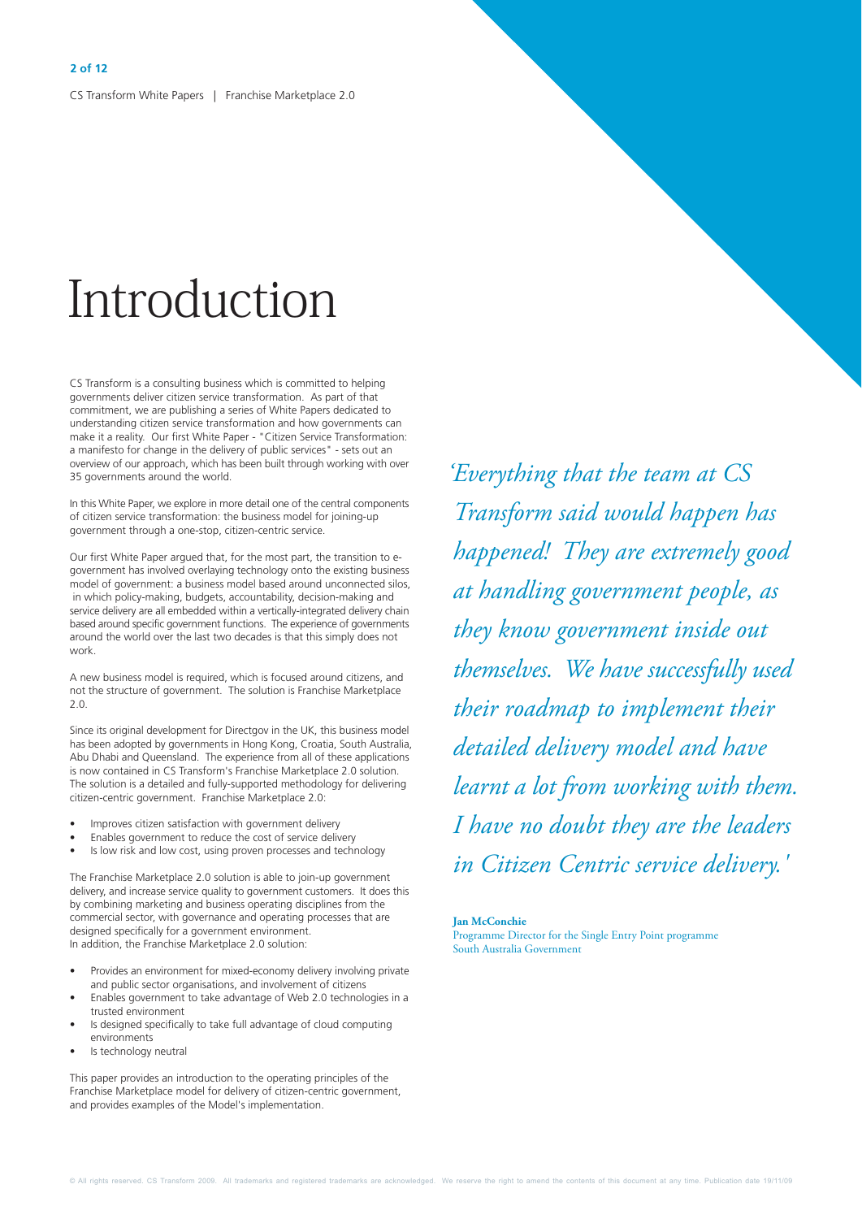# Introduction

CS Transform is a consulting business which is committed to helping governments deliver citizen service transformation. As part of that commitment, we are publishing a series of White Papers dedicated to understanding citizen service transformation and how governments can make it a reality. Our first White Paper - "Citizen Service Transformation: a manifesto for change in the delivery of public services" - sets out an overview of our approach, which has been built through working with over 35 governments around the world.

In this White Paper, we explore in more detail one of the central components of citizen service transformation: the business model for joining-up government through a one-stop, citizen-centric service.

Our first White Paper argued that, for the most part, the transition to e-government has involved overlaying technology onto the existing business model of government: a business model based around unconnected silos, in which policy-making, budgets, accountability, decision-making and service delivery are all embedded within a vertically-integrated delivery chain based around specific government functions. The experience of governments around the world over the last two decades is that this simply does not work.

A new business model is required, which is focused around citizens, and not the structure of government. The solution is Franchise Marketplace 2.0.

Since its original development for Directgov in the UK, this business model has been adopted by governments in Hong Kong, Croatia, South Australia, Abu Dhabi and Queensland. The experience from all of these applications is now contained in CS Transform's Franchise Marketplace 2.0 solution. The solution is a detailed and fully-supported methodology for delivering citizen-centric government. Franchise Marketplace 2.0:

- Improves citizen satisfaction with government delivery
- Enables government to reduce the cost of service delivery
- Is low risk and low cost, using proven processes and technology

The Franchise Marketplace 2.0 solution is able to join-up government delivery, and increase service quality to government customers. It does this by combining marketing and business operating disciplines from the commercial sector, with governance and operating processes that are designed specifically for a government environment.
In addition, the Franchise Marketplace 2.0 solution:

- Provides an environment for mixed-economy delivery involving private and public sector organisations, and involvement of citizens
- Enables government to take advantage of Web 2.0 technologies in a trusted environment
- Is designed specifically to take full advantage of cloud computing environments
- Is technology neutral

This paper provides an introduction to the operating principles of the Franchise Marketplace model for delivery of citizen-centric government, and provides examples of the Model's implementation.

*'Everything that the team at CS Transform said would happen has happened! They are extremely good at handling government people, as they know government inside out themselves. We have successfully used their roadmap to implement their detailed delivery model and have learnt a lot from working with them. I have no doubt they are the leaders in Citizen Centric service delivery.'*

**Jan McConchie**
Programme Director for the Single Entry Point programme
South Australia Government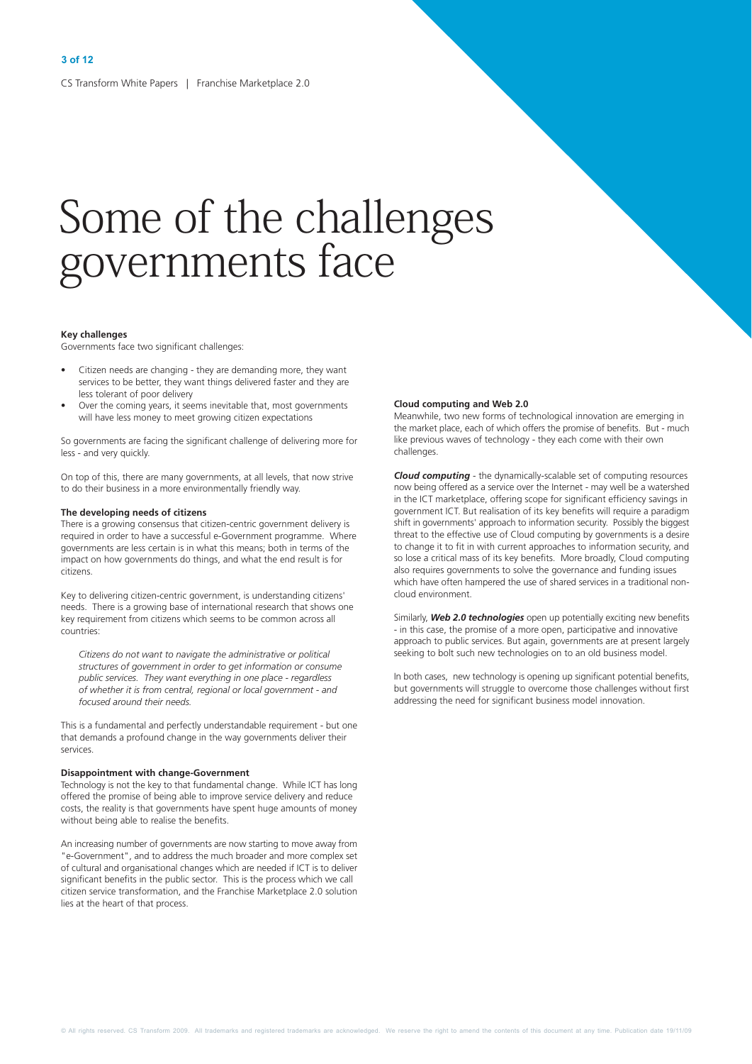# Some of the challenges governments face

**Key challenges**

Governments face two significant challenges:

- Citizen needs are changing - they are demanding more, they want services to be better, they want things delivered faster and they are less tolerant of poor delivery
- Over the coming years, it seems inevitable that, most governments will have less money to meet growing citizen expectations

So governments are facing the significant challenge of delivering more for less - and very quickly.

On top of this, there are many governments, at all levels, that now strive to do their business in a more environmentally friendly way.

**The developing needs of citizens**

There is a growing consensus that citizen-centric government delivery is required in order to have a successful e-Government programme. Where governments are less certain is in what this means; both in terms of the impact on how governments do things, and what the end result is for citizens.

Key to delivering citizen-centric government, is understanding citizens' needs. There is a growing base of international research that shows one key requirement from citizens which seems to be common across all countries:

> *Citizens do not want to navigate the administrative or political structures of government in order to get information or consume public services. They want everything in one place - regardless of whether it is from central, regional or local government - and focused around their needs.*

This is a fundamental and perfectly understandable requirement - but one that demands a profound change in the way governments deliver their services.

**Disappointment with change-Government**

Technology is not the key to that fundamental change. While ICT has long offered the promise of being able to improve service delivery and reduce costs, the reality is that governments have spent huge amounts of money without being able to realise the benefits.

An increasing number of governments are now starting to move away from "e-Government", and to address the much broader and more complex set of cultural and organisational changes which are needed if ICT is to deliver significant benefits in the public sector. This is the process which we call citizen service transformation, and the Franchise Marketplace 2.0 solution lies at the heart of that process.

**Cloud computing and Web 2.0**

Meanwhile, two new forms of technological innovation are emerging in the market place, each of which offers the promise of benefits. But - much like previous waves of technology - they each come with their own challenges.

***Cloud computing*** - the dynamically-scalable set of computing resources now being offered as a service over the Internet - may well be a watershed in the ICT marketplace, offering scope for significant efficiency savings in government ICT. But realisation of its key benefits will require a paradigm shift in governments' approach to information security. Possibly the biggest threat to the effective use of Cloud computing by governments is a desire to change it to fit in with current approaches to information security, and so lose a critical mass of its key benefits. More broadly, Cloud computing also requires governments to solve the governance and funding issues which have often hampered the use of shared services in a traditional non-cloud environment.

Similarly, ***Web 2.0 technologies*** open up potentially exciting new benefits - in this case, the promise of a more open, participative and innovative approach to public services. But again, governments are at present largely seeking to bolt such new technologies on to an old business model.

In both cases, new technology is opening up significant potential benefits, but governments will struggle to overcome those challenges without first addressing the need for significant business model innovation.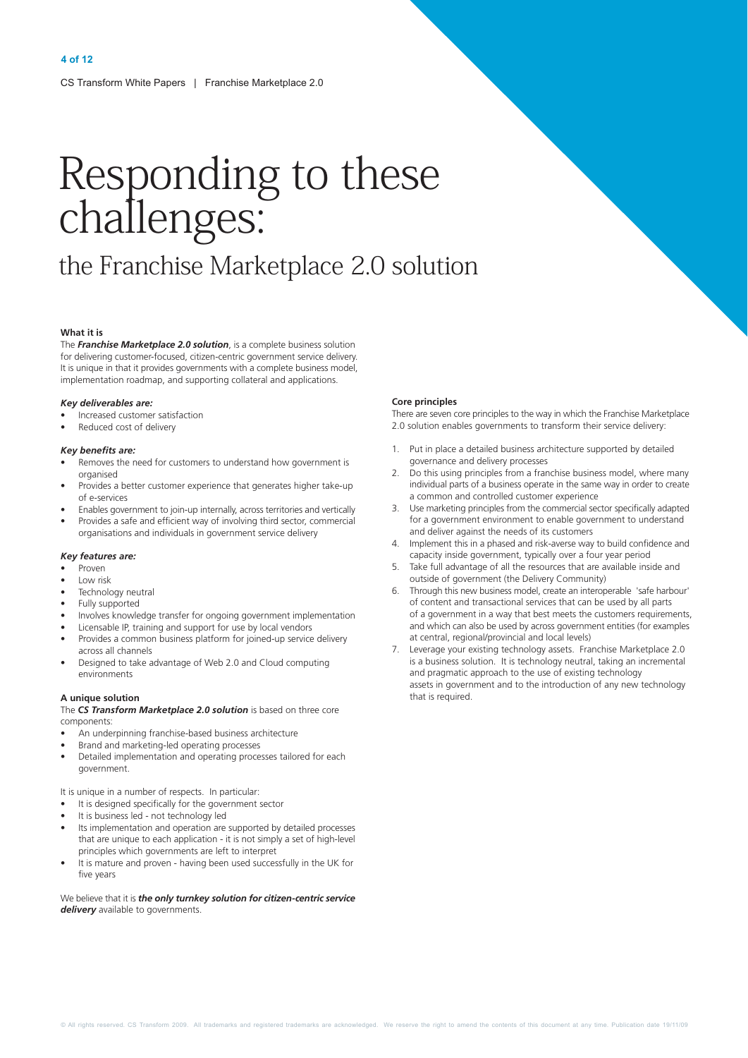# Responding to these challenges:

## the Franchise Marketplace 2.0 solution

**What it is**

The ***Franchise Marketplace 2.0 solution***, is a complete business solution for delivering customer-focused, citizen-centric government service delivery. It is unique in that it provides governments with a complete business model, implementation roadmap, and supporting collateral and applications.

***Key deliverables are:***

- Increased customer satisfaction
- Reduced cost of delivery

***Key benefits are:***

- Removes the need for customers to understand how government is organised
- Provides a better customer experience that generates higher take-up of e-services
- Enables government to join-up internally, across territories and vertically
- Provides a safe and efficient way of involving third sector, commercial organisations and individuals in government service delivery

***Key features are:***

- Proven
- Low risk
- Technology neutral
- Fully supported
- Involves knowledge transfer for ongoing government implementation
- Licensable IP, training and support for use by local vendors
- Provides a common business platform for joined-up service delivery across all channels
- Designed to take advantage of Web 2.0 and Cloud computing environments

**A unique solution**

The ***CS Transform Marketplace 2.0 solution*** is based on three core components:

- An underpinning franchise-based business architecture
- Brand and marketing-led operating processes
- Detailed implementation and operating processes tailored for each government.

It is unique in a number of respects. In particular:

- It is designed specifically for the government sector
- It is business led - not technology led
- Its implementation and operation are supported by detailed processes that are unique to each application - it is not simply a set of high-level principles which governments are left to interpret
- It is mature and proven - having been used successfully in the UK for five years

We believe that it is ***the only turnkey solution for citizen-centric service delivery*** available to governments.

**Core principles**

There are seven core principles to the way in which the Franchise Marketplace 2.0 solution enables governments to transform their service delivery:

1. Put in place a detailed business architecture supported by detailed governance and delivery processes
2. Do this using principles from a franchise business model, where many individual parts of a business operate in the same way in order to create a common and controlled customer experience
3. Use marketing principles from the commercial sector specifically adapted for a government environment to enable government to understand and deliver against the needs of its customers
4. Implement this in a phased and risk-averse way to build confidence and capacity inside government, typically over a four year period
5. Take full advantage of all the resources that are available inside and outside of government (the Delivery Community)
6. Through this new business model, create an interoperable 'safe harbour' of content and transactional services that can be used by all parts of a government in a way that best meets the customers requirements, and which can also be used by across government entities (for examples at central, regional/provincial and local levels)
7. Leverage your existing technology assets. Franchise Marketplace 2.0 is a business solution. It is technology neutral, taking an incremental and pragmatic approach to the use of existing technology assets in government and to the introduction of any new technology that is required.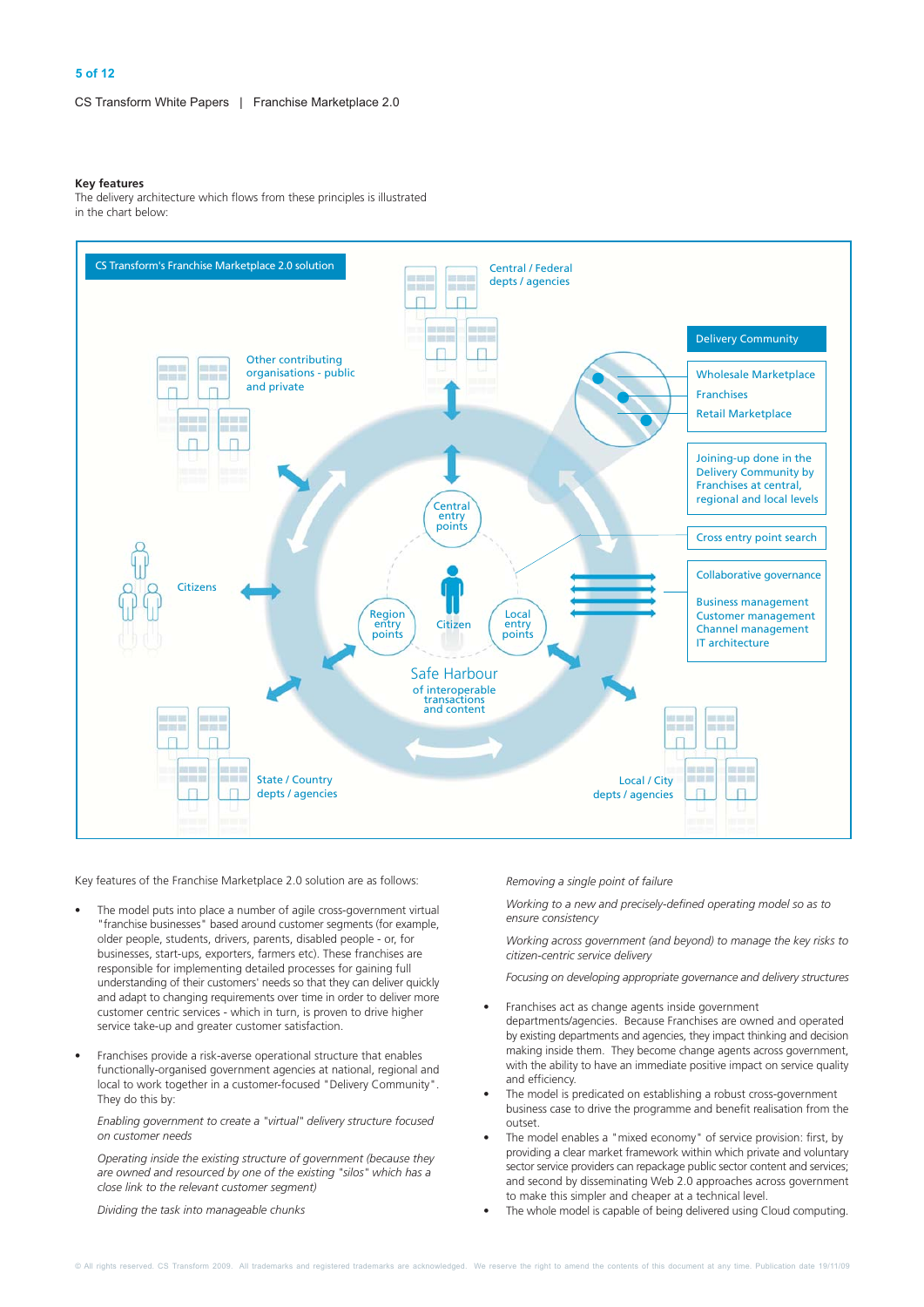**Key features**

The delivery architecture which flows from these principles is illustrated in the chart below:

CS Transform's Franchise Marketplace 2.0 solution

Central / Federal depts / agencies

Other contributing organisations - public and private

Citizens

Central entry points

Region entry points

Citizen

Local entry points

Safe Harbour of interoperable transactions and content

State / Country depts / agencies

Local / City depts / agencies

Delivery Community

Wholesale Marketplace
Franchises
Retail Marketplace

Joining-up done in the Delivery Community by Franchises at central, regional and local levels

Cross entry point search

Collaborative governance

Business management
Customer management
Channel management
IT architecture

Key features of the Franchise Marketplace 2.0 solution are as follows:

- The model puts into place a number of agile cross-government virtual "franchise businesses" based around customer segments (for example, older people, students, drivers, parents, disabled people - or, for businesses, start-ups, exporters, farmers etc). These franchises are responsible for implementing detailed processes for gaining full understanding of their customers' needs so that they can deliver quickly and adapt to changing requirements over time in order to deliver more customer centric services - which in turn, is proven to drive higher service take-up and greater customer satisfaction.

- Franchises provide a risk-averse operational structure that enables functionally-organised government agencies at national, regional and local to work together in a customer-focused "Delivery Community". They do this by:

  *Enabling government to create a "virtual" delivery structure focused on customer needs*

  *Operating inside the existing structure of government (because they are owned and resourced by one of the existing "silos" which has a close link to the relevant customer segment)*

  *Dividing the task into manageable chunks*

  *Removing a single point of failure*

  *Working to a new and precisely-defined operating model so as to ensure consistency*

  *Working across government (and beyond) to manage the key risks to citizen-centric service delivery*

  *Focusing on developing appropriate governance and delivery structures*

- Franchises act as change agents inside government departments/agencies. Because Franchises are owned and operated by existing departments and agencies, they impact thinking and decision making inside them. They become change agents across government, with the ability to have an immediate positive impact on service quality and efficiency.
- The model is predicated on establishing a robust cross-government business case to drive the programme and benefit realisation from the outset.
- The model enables a "mixed economy" of service provision: first, by providing a clear market framework within which private and voluntary sector service providers can repackage public sector content and services; and second by disseminating Web 2.0 approaches across government to make this simpler and cheaper at a technical level.
- The whole model is capable of being delivered using Cloud computing.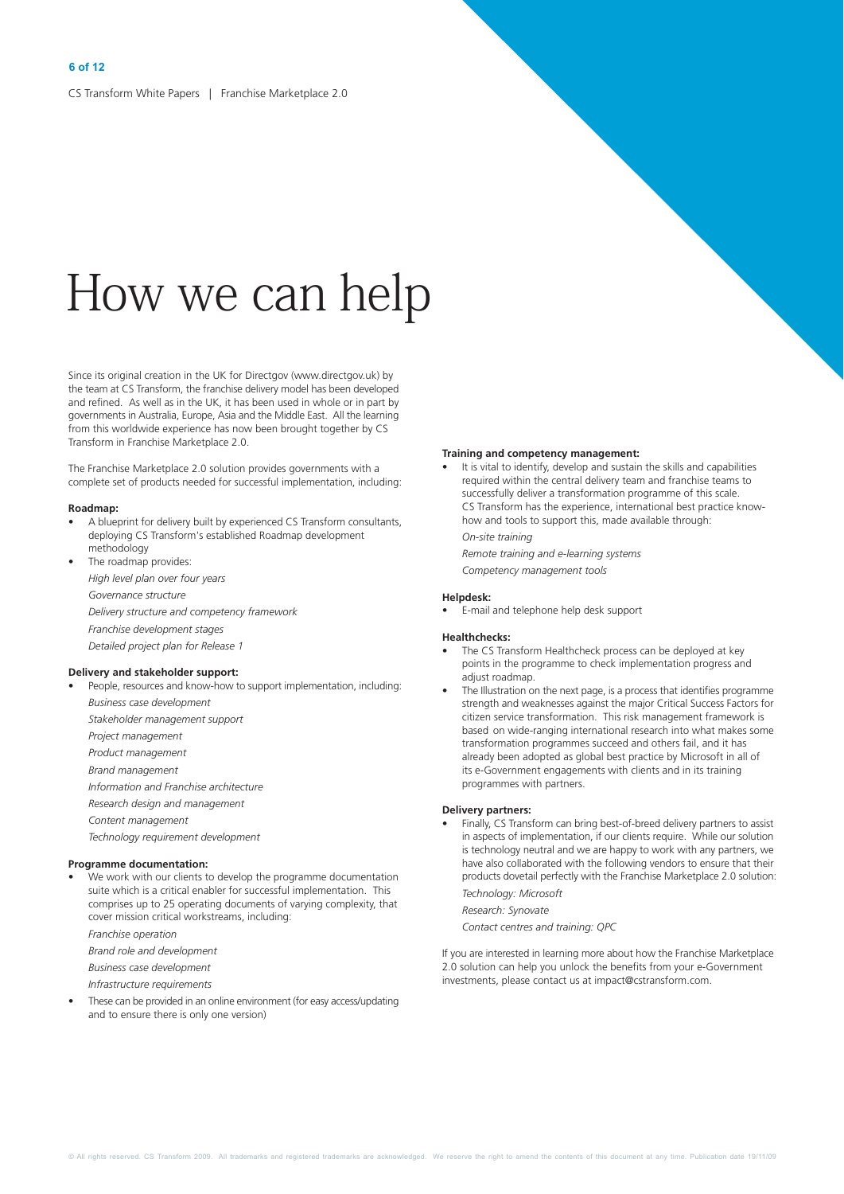# How we can help

Since its original creation in the UK for Directgov (www.directgov.uk) by the team at CS Transform, the franchise delivery model has been developed and refined. As well as in the UK, it has been used in whole or in part by governments in Australia, Europe, Asia and the Middle East. All the learning from this worldwide experience has now been brought together by CS Transform in Franchise Marketplace 2.0.

The Franchise Marketplace 2.0 solution provides governments with a complete set of products needed for successful implementation, including:

**Roadmap:**

- A blueprint for delivery built by experienced CS Transform consultants, deploying CS Transform's established Roadmap development methodology
- The roadmap provides:

  *High level plan over four years*

  *Governance structure*

  *Delivery structure and competency framework*

  *Franchise development stages*

  *Detailed project plan for Release 1*

**Delivery and stakeholder support:**

- People, resources and know-how to support implementation, including:

  *Business case development*

  *Stakeholder management support*

  *Project management*

  *Product management*

  *Brand management*

  *Information and Franchise architecture*

  *Research design and management*

  *Content management*

  *Technology requirement development*

**Programme documentation:**

- We work with our clients to develop the programme documentation suite which is a critical enabler for successful implementation. This comprises up to 25 operating documents of varying complexity, that cover mission critical workstreams, including:

  *Franchise operation*

  *Brand role and development*

  *Business case development*

  *Infrastructure requirements*

- These can be provided in an online environment (for easy access/updating and to ensure there is only one version)

**Training and competency management:**

- It is vital to identify, develop and sustain the skills and capabilities required within the central delivery team and franchise teams to successfully deliver a transformation programme of this scale. CS Transform has the experience, international best practice know-how and tools to support this, made available through:

  *On-site training*

  *Remote training and e-learning systems*

  *Competency management tools*

**Helpdesk:**

- E-mail and telephone help desk support

**Healthchecks:**

- The CS Transform Healthcheck process can be deployed at key points in the programme to check implementation progress and adjust roadmap.
- The Illustration on the next page, is a process that identifies programme strength and weaknesses against the major Critical Success Factors for citizen service transformation. This risk management framework is based on wide-ranging international research into what makes some transformation programmes succeed and others fail, and it has already been adopted as global best practice by Microsoft in all of its e-Government engagements with clients and in its training programmes with partners.

**Delivery partners:**

- Finally, CS Transform can bring best-of-breed delivery partners to assist in aspects of implementation, if our clients require. While our solution is technology neutral and we are happy to work with any partners, we have also collaborated with the following vendors to ensure that their products dovetail perfectly with the Franchise Marketplace 2.0 solution:

  *Technology: Microsoft*

  *Research: Synovate*

  *Contact centres and training: QPC*

If you are interested in learning more about how the Franchise Marketplace 2.0 solution can help you unlock the benefits from your e-Government investments, please contact us at impact@cstransform.com.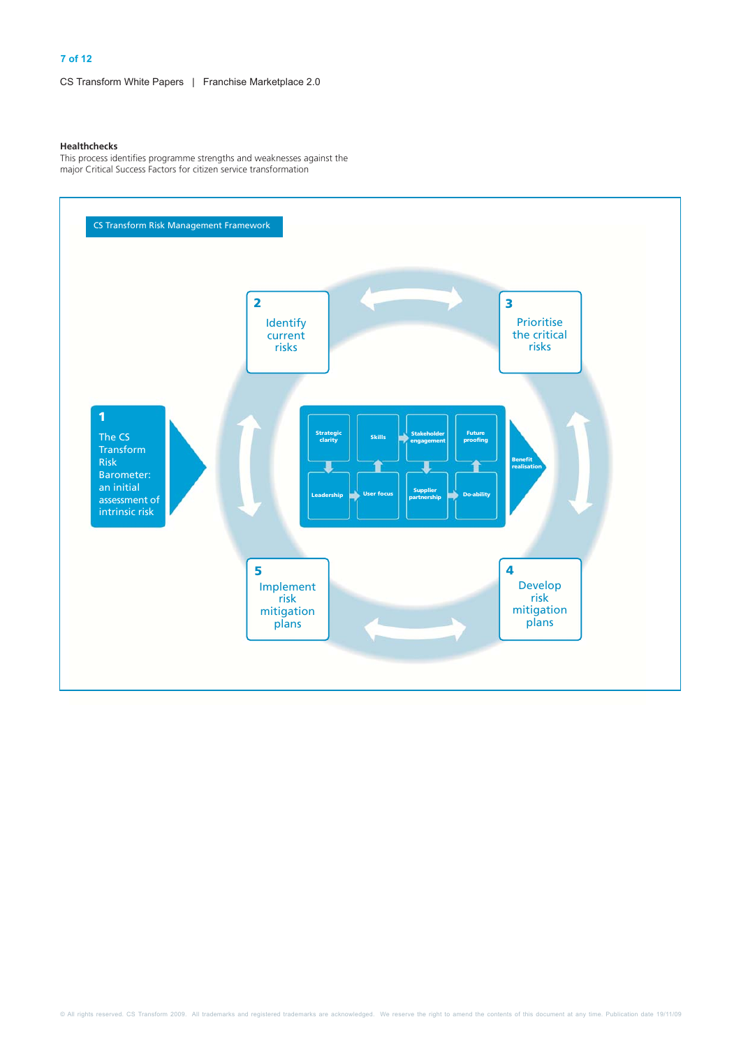### Healthchecks

This process identifies programme strengths and weaknesses against the major Critical Success Factors for citizen service transformation

CS Transform Risk Management Framework

1. The CS Transform Risk Barometer: an initial assessment of intrinsic risk
2. Identify current risks
3. Prioritise the critical risks
4. Develop risk mitigation plans
5. Implement risk mitigation plans

Strategic clarity, Skills, Stakeholder engagement, Future proofing, Leadership, User focus, Supplier partnership, Do-ability, Benefit realisation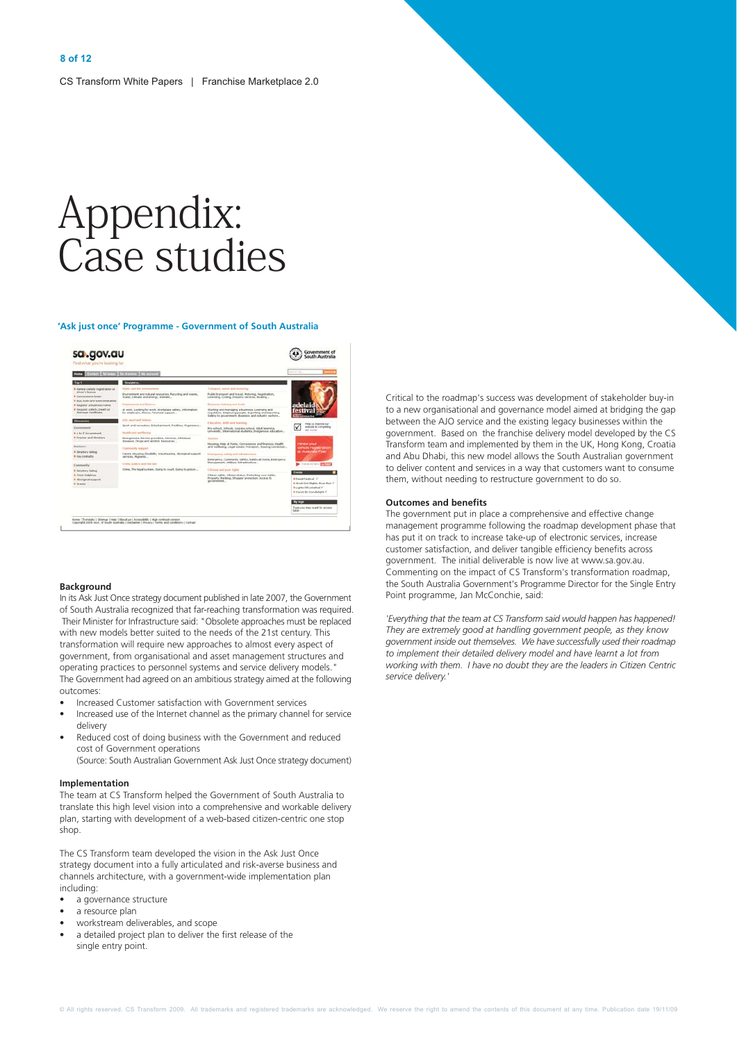# Appendix: Case studies

## 'Ask just once' Programme - Government of South Australia

### Background

In its Ask Just Once strategy document published in late 2007, the Government of South Australia recognized that far-reaching transformation was required. Their Minister for Infrastructure said: "Obsolete approaches must be replaced with new models better suited to the needs of the 21st century. This transformation will require new approaches to almost every aspect of government, from organisational and asset management structures and operating practices to personnel systems and service delivery models." The Government had agreed on an ambitious strategy aimed at the following outcomes:

- Increased Customer satisfaction with Government services
- Increased use of the Internet channel as the primary channel for service delivery
- Reduced cost of doing business with the Government and reduced cost of Government operations

  (Source: South Australian Government Ask Just Once strategy document)

### Implementation

The team at CS Transform helped the Government of South Australia to translate this high level vision into a comprehensive and workable delivery plan, starting with development of a web-based citizen-centric one stop shop.

The CS Transform team developed the vision in the Ask Just Once strategy document into a fully articulated and risk-averse business and channels architecture, with a government-wide implementation plan including:

- a governance structure
- a resource plan
- workstream deliverables, and scope
- a detailed project plan to deliver the first release of the single entry point.

Critical to the roadmap's success was development of stakeholder buy-in to a new organisational and governance model aimed at bridging the gap between the AJO service and the existing legacy businesses within the government. Based on the franchise delivery model developed by the CS Transform team and implemented by them in the UK, Hong Kong, Croatia and Abu Dhabi, this new model allows the South Australian government to deliver content and services in a way that customers want to consume them, without needing to restructure government to do so.

### Outcomes and benefits

The government put in place a comprehensive and effective change management programme following the roadmap development phase that has put it on track to increase take-up of electronic services, increase customer satisfaction, and deliver tangible efficiency benefits across government. The initial deliverable is now live at www.sa.gov.au. Commenting on the impact of CS Transform's transformation roadmap, the South Australia Government's Programme Director for the Single Entry Point programme, Jan McConchie, said:

*'Everything that the team at CS Transform said would happen has happened! They are extremely good at handling government people, as they know government inside out themselves. We have successfully used their roadmap to implement their detailed delivery model and have learnt a lot from working with them. I have no doubt they are the leaders in Citizen Centric service delivery.'*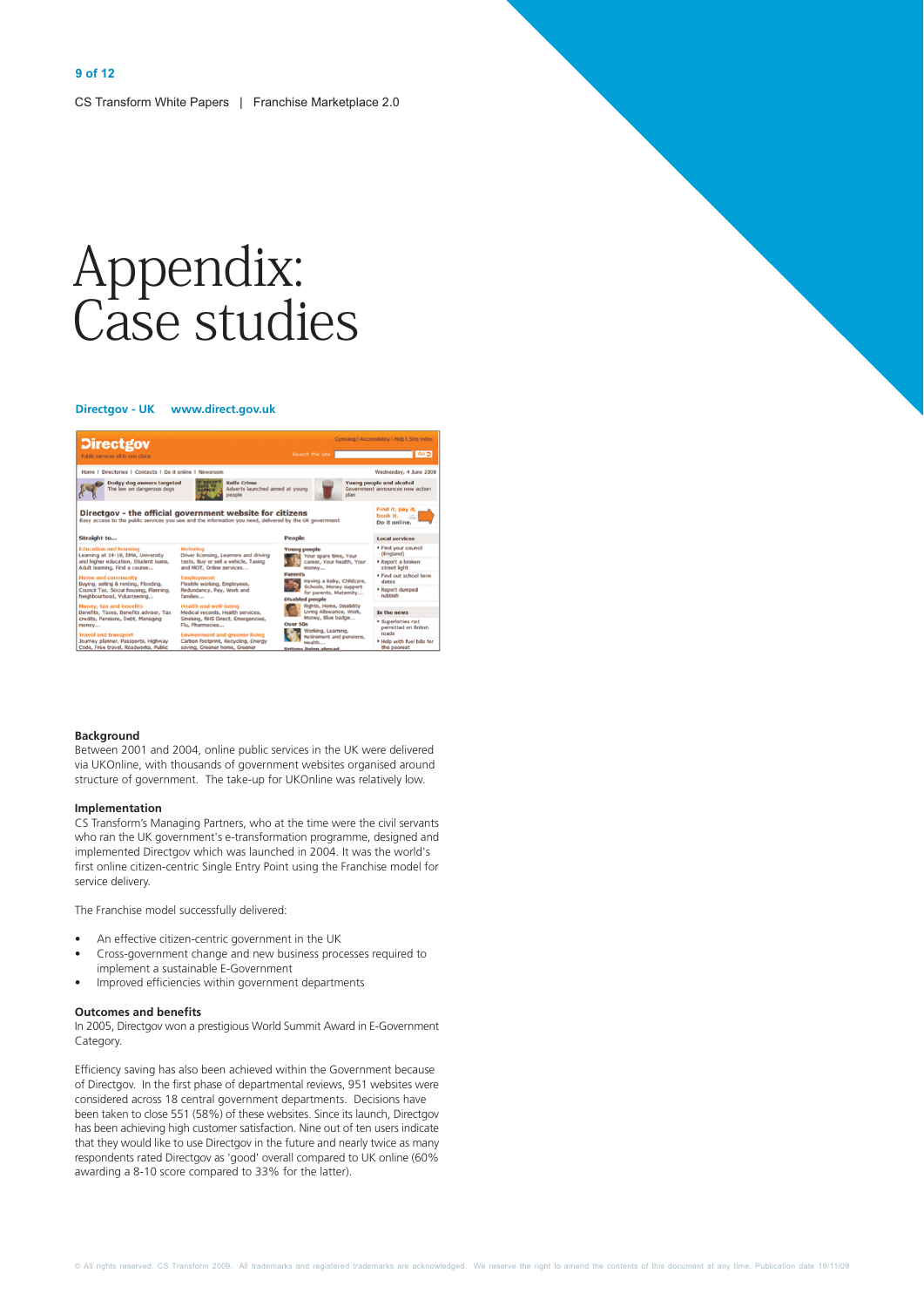# Appendix: Case studies

**Directgov - UK www.direct.gov.uk**

### Background

Between 2001 and 2004, online public services in the UK were delivered via UKOnline, with thousands of government websites organised around structure of government. The take-up for UKOnline was relatively low.

### Implementation

CS Transform's Managing Partners, who at the time were the civil servants who ran the UK government's e-transformation programme, designed and implemented Directgov which was launched in 2004. It was the world's first online citizen-centric Single Entry Point using the Franchise model for service delivery.

The Franchise model successfully delivered:

- An effective citizen-centric government in the UK
- Cross-government change and new business processes required to implement a sustainable E-Government
- Improved efficiencies within government departments

### Outcomes and benefits

In 2005, Directgov won a prestigious World Summit Award in E-Government Category.

Efficiency saving has also been achieved within the Government because of Directgov. In the first phase of departmental reviews, 951 websites were considered across 18 central government departments. Decisions have been taken to close 551 (58%) of these websites. Since its launch, Directgov has been achieving high customer satisfaction. Nine out of ten users indicate that they would like to use Directgov in the future and nearly twice as many respondents rated Directgov as 'good' overall compared to UK online (60% awarding a 8-10 score compared to 33% for the latter).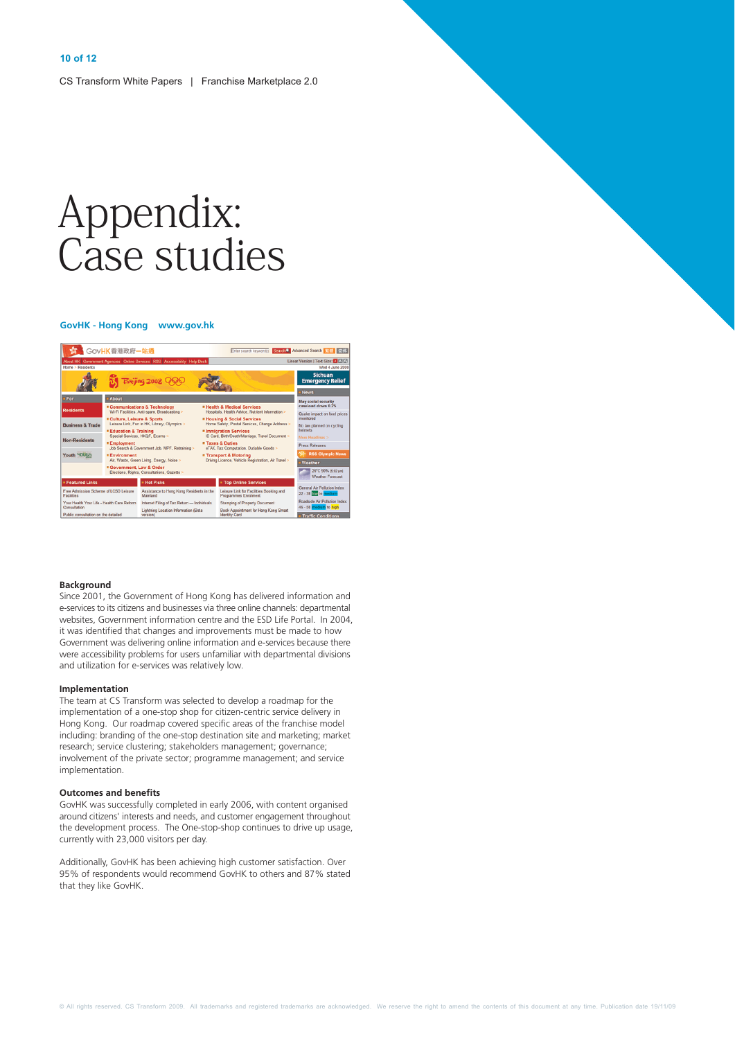# Appendix: Case studies

**GovHK - Hong Kong    www.gov.hk**

### Background

Since 2001, the Government of Hong Kong has delivered information and e-services to its citizens and businesses via three online channels: departmental websites, Government information centre and the ESD Life Portal. In 2004, it was identified that changes and improvements must be made to how Government was delivering online information and e-services because there were accessibility problems for users unfamiliar with departmental divisions and utilization for e-services was relatively low.

### Implementation

The team at CS Transform was selected to develop a roadmap for the implementation of a one-stop shop for citizen-centric service delivery in Hong Kong. Our roadmap covered specific areas of the franchise model including: branding of the one-stop destination site and marketing; market research; service clustering; stakeholders management; governance; involvement of the private sector; programme management; and service implementation.

### Outcomes and benefits

GovHK was successfully completed in early 2006, with content organised around citizens' interests and needs, and customer engagement throughout the development process. The One-stop-shop continues to drive up usage, currently with 23,000 visitors per day.

Additionally, GovHK has been achieving high customer satisfaction. Over 95% of respondents would recommend GovHK to others and 87% stated that they like GovHK.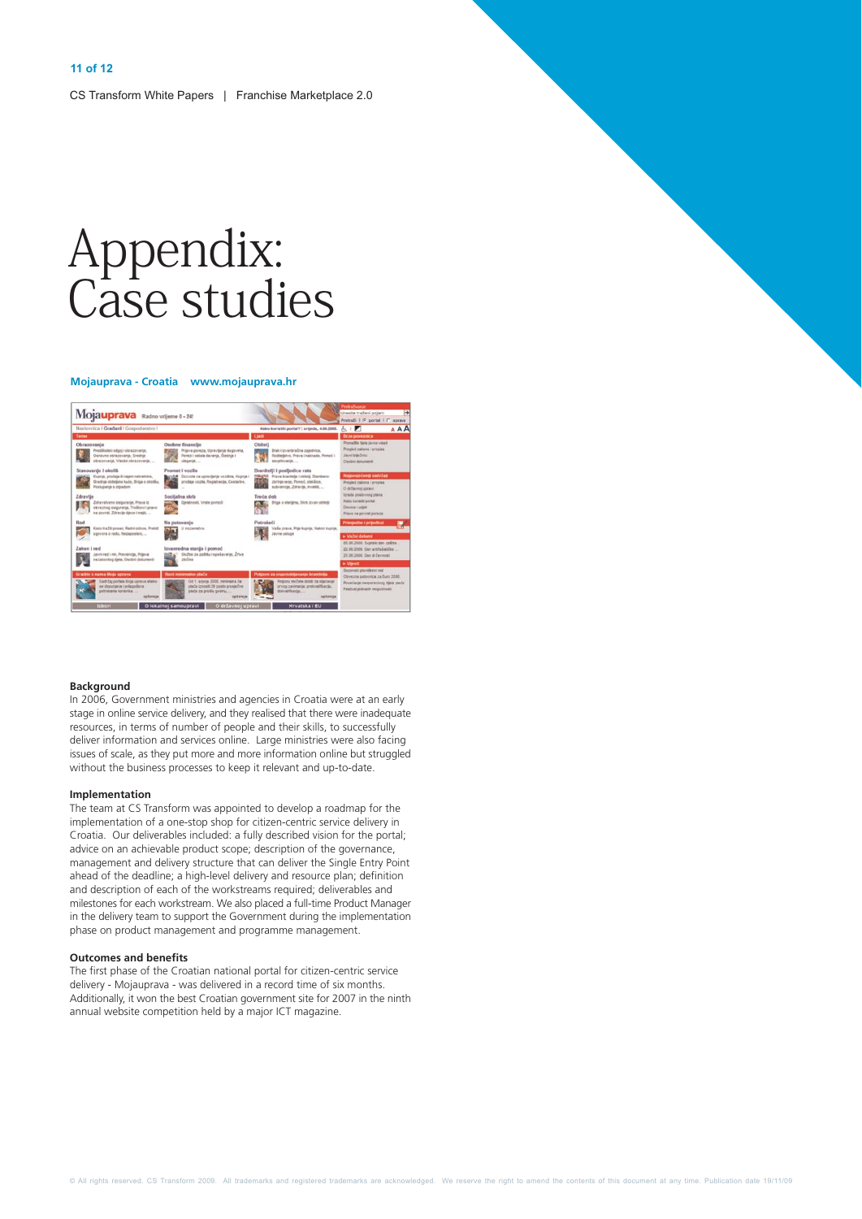# Appendix: Case studies

**Mojauprava - Croatia   www.mojauprava.hr**

### Background

In 2006, Government ministries and agencies in Croatia were at an early stage in online service delivery, and they realised that there were inadequate resources, in terms of number of people and their skills, to successfully deliver information and services online. Large ministries were also facing issues of scale, as they put more and more information online but struggled without the business processes to keep it relevant and up-to-date.

### Implementation

The team at CS Transform was appointed to develop a roadmap for the implementation of a one-stop shop for citizen-centric service delivery in Croatia. Our deliverables included: a fully described vision for the portal; advice on an achievable product scope; description of the governance, management and delivery structure that can deliver the Single Entry Point ahead of the deadline; a high-level delivery and resource plan; definition and description of each of the workstreams required; deliverables and milestones for each workstream. We also placed a full-time Product Manager in the delivery team to support the Government during the implementation phase on product management and programme management.

### Outcomes and benefits

The first phase of the Croatian national portal for citizen-centric service delivery - Mojauprava - was delivered in a record time of six months. Additionally, it won the best Croatian government site for 2007 in the ninth annual website competition held by a major ICT magazine.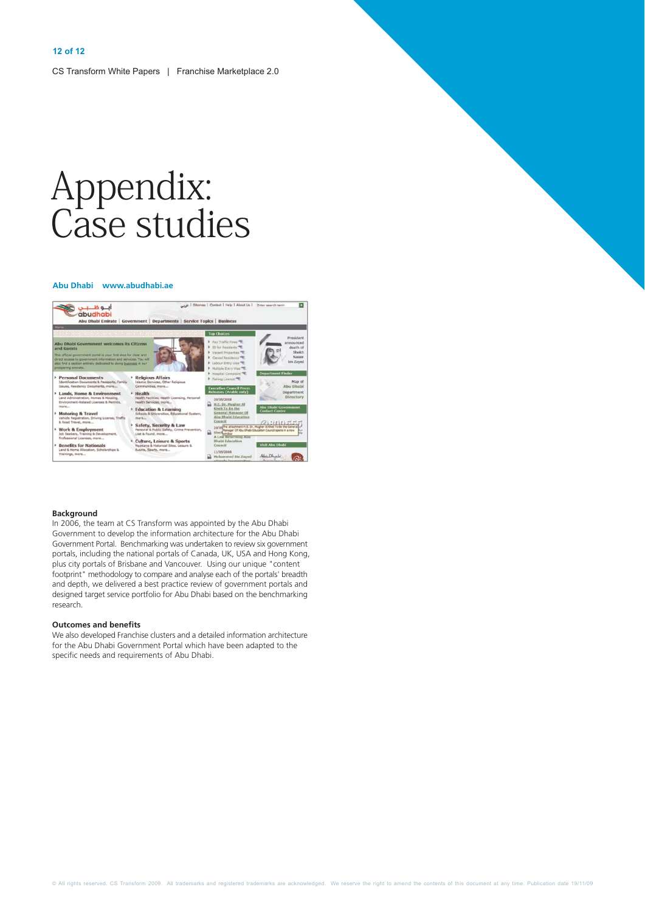# Appendix: Case studies

**Abu Dhabi www.abudhabi.ae**

**Background**

In 2006, the team at CS Transform was appointed by the Abu Dhabi Government to develop the information architecture for the Abu Dhabi Government Portal. Benchmarking was undertaken to review six government portals, including the national portals of Canada, UK, USA and Hong Kong, plus city portals of Brisbane and Vancouver. Using our unique "content footprint" methodology to compare and analyse each of the portals' breadth and depth, we delivered a best practice review of government portals and designed target service portfolio for Abu Dhabi based on the benchmarking research.

**Outcomes and benefits**

We also developed Franchise clusters and a detailed information architecture for the Abu Dhabi Government Portal which have been adapted to the specific needs and requirements of Abu Dhabi.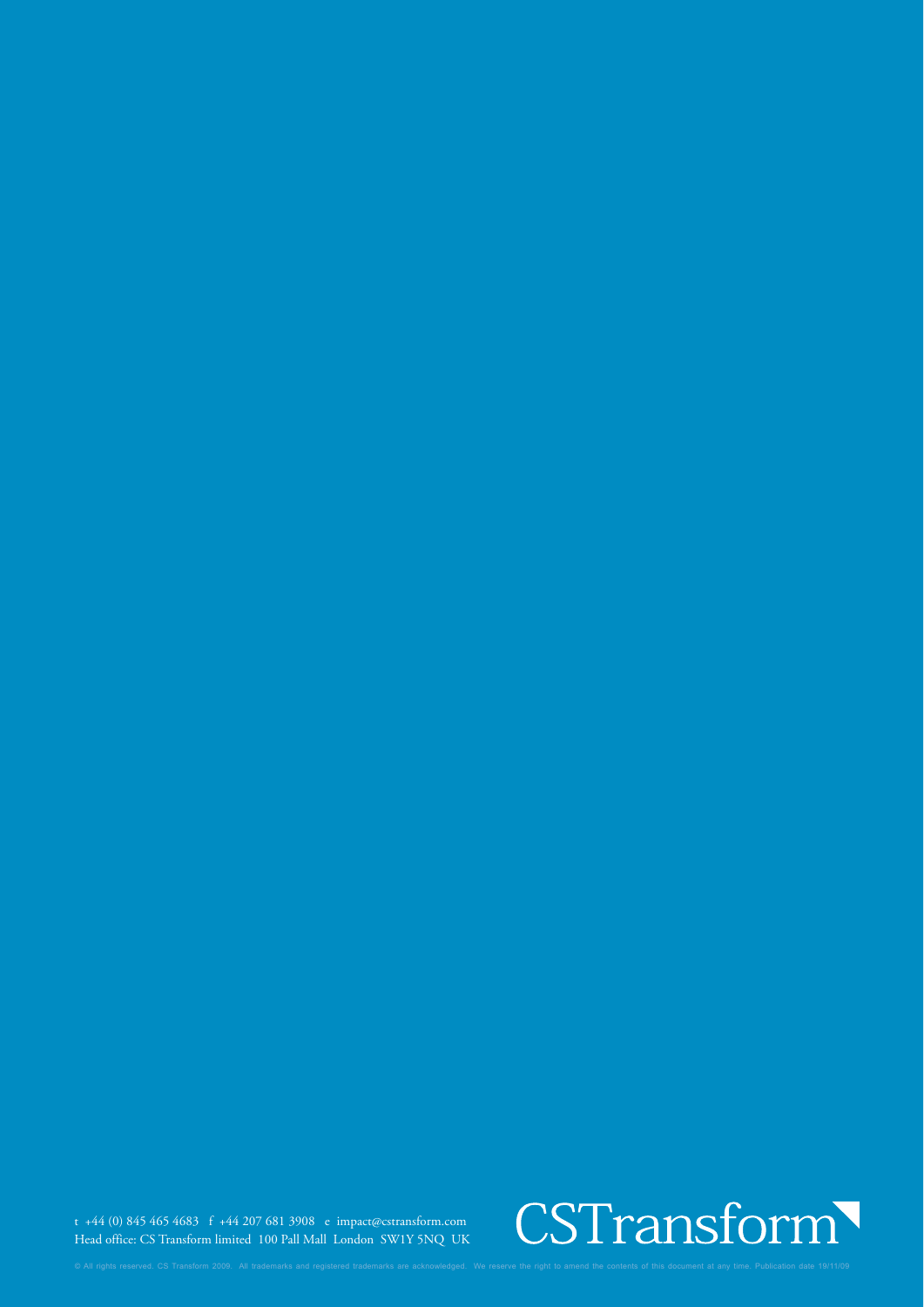t +44 (0) 845 465 4683 f +44 207 681 3908 e impact@cstransform.com
Head office: CS Transform limited 100 Pall Mall London SW1Y 5NQ UK

CSTransform

© All rights reserved. CS Transform 2009. All trademarks and registered trademarks are acknowledged. We reserve the right to amend the contents of this document at any time. Publication date 19/11/09